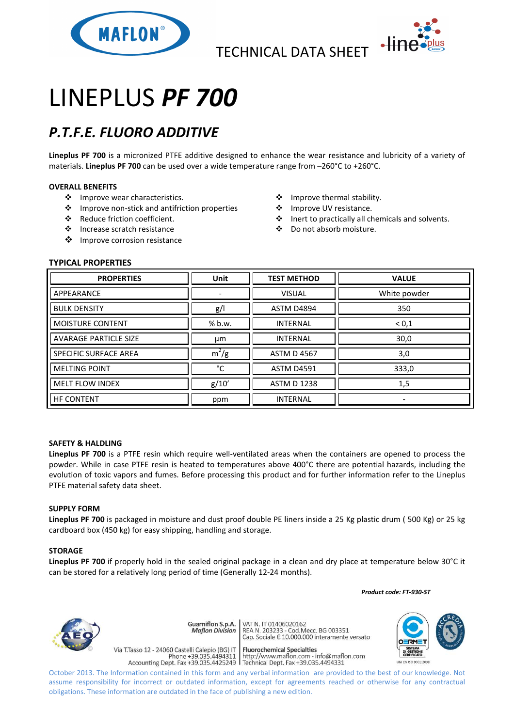TECHNICAL DATA SHEET

# LINEPLUS ***PF 700***

## *P.T.F.E. FLUORO ADDITIVE*

**Lineplus PF 700** is a micronized PTFE additive designed to enhance the wear resistance and lubricity of a variety of materials. **Lineplus PF 700** can be used over a wide temperature range from –260°C to +260°C.

### OVERALL BENEFITS

- Improve wear characteristics.
- Improve non-stick and antifriction properties
- Reduce friction coefficient.
- Increase scratch resistance
- Improve corrosion resistance
- Improve thermal stability.
- Improve UV resistance.
- Inert to practically all chemicals and solvents.
- Do not absorb moisture.

### TYPICAL PROPERTIES

| PROPERTIES | Unit | TEST METHOD | VALUE |
|---|---|---|---|
| APPEARANCE | - | VISUAL | White powder |
| BULK DENSITY | g/l | ASTM D4894 | 350 |
| MOISTURE CONTENT | % b.w. | INTERNAL | < 0,1 |
| AVARAGE PARTICLE SIZE | µm | INTERNAL | 30,0 |
| SPECIFIC SURFACE AREA | $m^2/g$ | ASTM D 4567 | 3,0 |
| MELTING POINT | °C | ASTM D4591 | 333,0 |
| MELT FLOW INDEX | g/10' | ASTM D 1238 | 1,5 |
| HF CONTENT | ppm | INTERNAL | - |

### SAFETY & HALDLING

**Lineplus PF 700** is a PTFE resin which require well-ventilated areas when the containers are opened to process the powder. While in case PTFE resin is heated to temperatures above 400°C there are potential hazards, including the evolution of toxic vapors and fumes. Before processing this product and for further information refer to the Lineplus PTFE material safety data sheet.

### SUPPLY FORM

**Lineplus PF 700** is packaged in moisture and dust proof double PE liners inside a 25 Kg plastic drum ( 500 Kg) or 25 kg cardboard box (450 kg) for easy shipping, handling and storage.

### STORAGE

**Lineplus PF 700** if properly hold in the sealed original package in a clean and dry place at temperature below 30°C it can be stored for a relatively long period of time (Generally 12-24 months).

***Product code: FT-930-ST***

Guarniflon S.p.A. *Maflon Division*
Via T.Tasso 12 - 24060 Castelli Calepio (BG) IT
Phone +39.035.4494311
Accounting Dept. Fax +39.035.4425249

VAT N. IT 01406020162
REA N. 203233 - Cod.Mecc. BG 003351
Cap. Sociale € 10.000.000 interamente versato
Fluorochemical Specialties
http://www.maflon.com - info@maflon.com
Technical Dept. Fax +39.035.4494331

UNI EN ISO 9001:2008

October 2013. The Information contained in this form and any verbal information are provided to the best of our knowledge. Not assume responsibility for incorrect or outdated information, except for agreements reached or otherwise for any contractual obligations. These information are outdated in the face of publishing a new edition.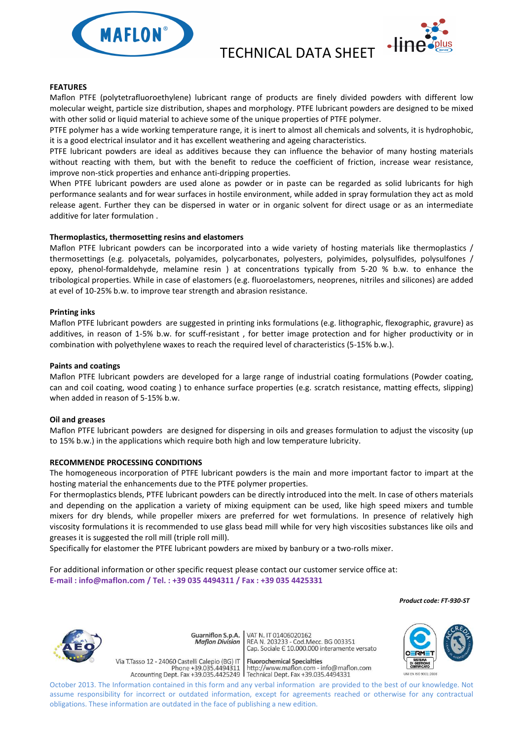# TECHNICAL DATA SHEET

**FEATURES**

Maflon PTFE (polytetrafluoroethylene) lubricant range of products are finely divided powders with different low molecular weight, particle size distribution, shapes and morphology. PTFE lubricant powders are designed to be mixed with other solid or liquid material to achieve some of the unique properties of PTFE polymer.

PTFE polymer has a wide working temperature range, it is inert to almost all chemicals and solvents, it is hydrophobic, it is a good electrical insulator and it has excellent weathering and ageing characteristics.

PTFE lubricant powders are ideal as additives because they can influence the behavior of many hosting materials without reacting with them, but with the benefit to reduce the coefficient of friction, increase wear resistance, improve non-stick properties and enhance anti-dripping properties.

When PTFE lubricant powders are used alone as powder or in paste can be regarded as solid lubricants for high performance sealants and for wear surfaces in hostile environment, while added in spray formulation they act as mold release agent. Further they can be dispersed in water or in organic solvent for direct usage or as an intermediate additive for later formulation .

**Thermoplastics, thermosetting resins and elastomers**

Maflon PTFE lubricant powders can be incorporated into a wide variety of hosting materials like thermoplastics / thermosettings (e.g. polyacetals, polyamides, polycarbonates, polyesters, polyimides, polysulfides, polysulfones / epoxy, phenol-formaldehyde, melamine resin ) at concentrations typically from 5-20 % b.w. to enhance the tribological properties. While in case of elastomers (e.g. fluoroelastomers, neoprenes, nitriles and silicones) are added at evel of 10-25% b.w. to improve tear strength and abrasion resistance.

**Printing inks**

Maflon PTFE lubricant powders are suggested in printing inks formulations (e.g. lithographic, flexographic, gravure) as additives, in reason of 1-5% b.w. for scuff-resistant , for better image protection and for higher productivity or in combination with polyethylene waxes to reach the required level of characteristics (5-15% b.w.).

**Paints and coatings**

Maflon PTFE lubricant powders are developed for a large range of industrial coating formulations (Powder coating, can and coil coating, wood coating ) to enhance surface properties (e.g. scratch resistance, matting effects, slipping) when added in reason of 5-15% b.w.

**Oil and greases**

Maflon PTFE lubricant powders are designed for dispersing in oils and greases formulation to adjust the viscosity (up to 15% b.w.) in the applications which require both high and low temperature lubricity.

**RECOMMENDE PROCESSING CONDITIONS**

The homogeneous incorporation of PTFE lubricant powders is the main and more important factor to impart at the hosting material the enhancements due to the PTFE polymer properties.

For thermoplastics blends, PTFE lubricant powders can be directly introduced into the melt. In case of others materials and depending on the application a variety of mixing equipment can be used, like high speed mixers and tumble mixers for dry blends, while propeller mixers are preferred for wet formulations. In presence of relatively high viscosity formulations it is recommended to use glass bead mill while for very high viscosities substances like oils and greases it is suggested the roll mill (triple roll mill).

Specifically for elastomer the PTFE lubricant powders are mixed by banbury or a two-rolls mixer.

For additional information or other specific request please contact our customer service office at:
**E-mail : info@maflon.com / Tel. : +39 035 4494311 / Fax : +39 035 4425331**

***Product code: FT-930-ST***

**Guarniflon S.p.A.**
***Maflon Division***
Via T.Tasso 12 - 24060 Castelli Calepio (BG) IT
Phone +39.035.4494311
Accounting Dept. Fax +39.035.4425249

VAT N. IT 01406020162
REA N. 203233 - Cod.Mecc. BG 003351
Cap. Sociale € 10.000.000 interamente versato
**Fluorochemical Specialties**
http://www.maflon.com - info@maflon.com
Technical Dept. Fax +39.035.4494331

UNI EN ISO 9001:2008

October 2013. The Information contained in this form and any verbal information are provided to the best of our knowledge. Not assume responsibility for incorrect or outdated information, except for agreements reached or otherwise for any contractual obligations. These information are outdated in the face of publishing a new edition.